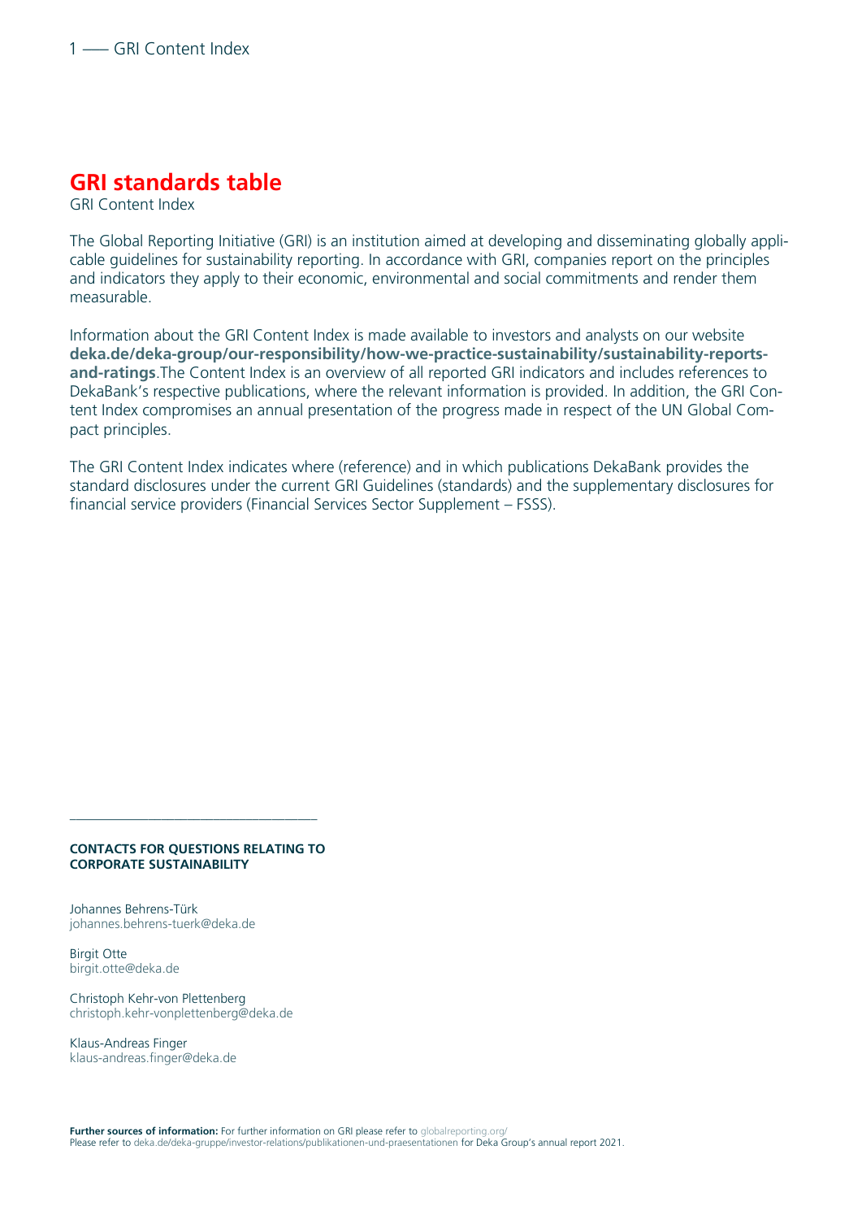# GRI standards table

GRI Content Index

The Global Reporting Initiative (GRI) is an institution aimed at developing and disseminating globally applicable guidelines for sustainability reporting. In accordance with GRI, companies report on the principles and indicators they apply to their economic, environmental and social commitments and render them measurable.

Information about the GRI Content Index is made available to investors and analysts on our website **deka.de/deka-group/our-responsibility/how-we-practice-sustainability/sustainability-reports-and-ratings**.The Content Index is an overview of all reported GRI indicators and includes references to DekaBank's respective publications, where the relevant information is provided. In addition, the GRI Content Index compromises an annual presentation of the progress made in respect of the UN Global Compact principles.

The GRI Content Index indicates where (reference) and in which publications DekaBank provides the standard disclosures under the current GRI Guidelines (standards) and the supplementary disclosures for financial service providers (Financial Services Sector Supplement – FSSS).

**CONTACTS FOR QUESTIONS RELATING TO CORPORATE SUSTAINABILITY**

Johannes Behrens-Türk
johannes.behrens-tuerk@deka.de

Birgit Otte
birgit.otte@deka.de

Christoph Kehr-von Plettenberg
christoph.kehr-vonplettenberg@deka.de

Klaus-Andreas Finger
klaus-andreas.finger@deka.de

**Further sources of information:** For further information on GRI please refer to globalreporting.org/
Please refer to deka.de/deka-gruppe/investor-relations/publikationen-und-praesentationen for Deka Group's annual report 2021.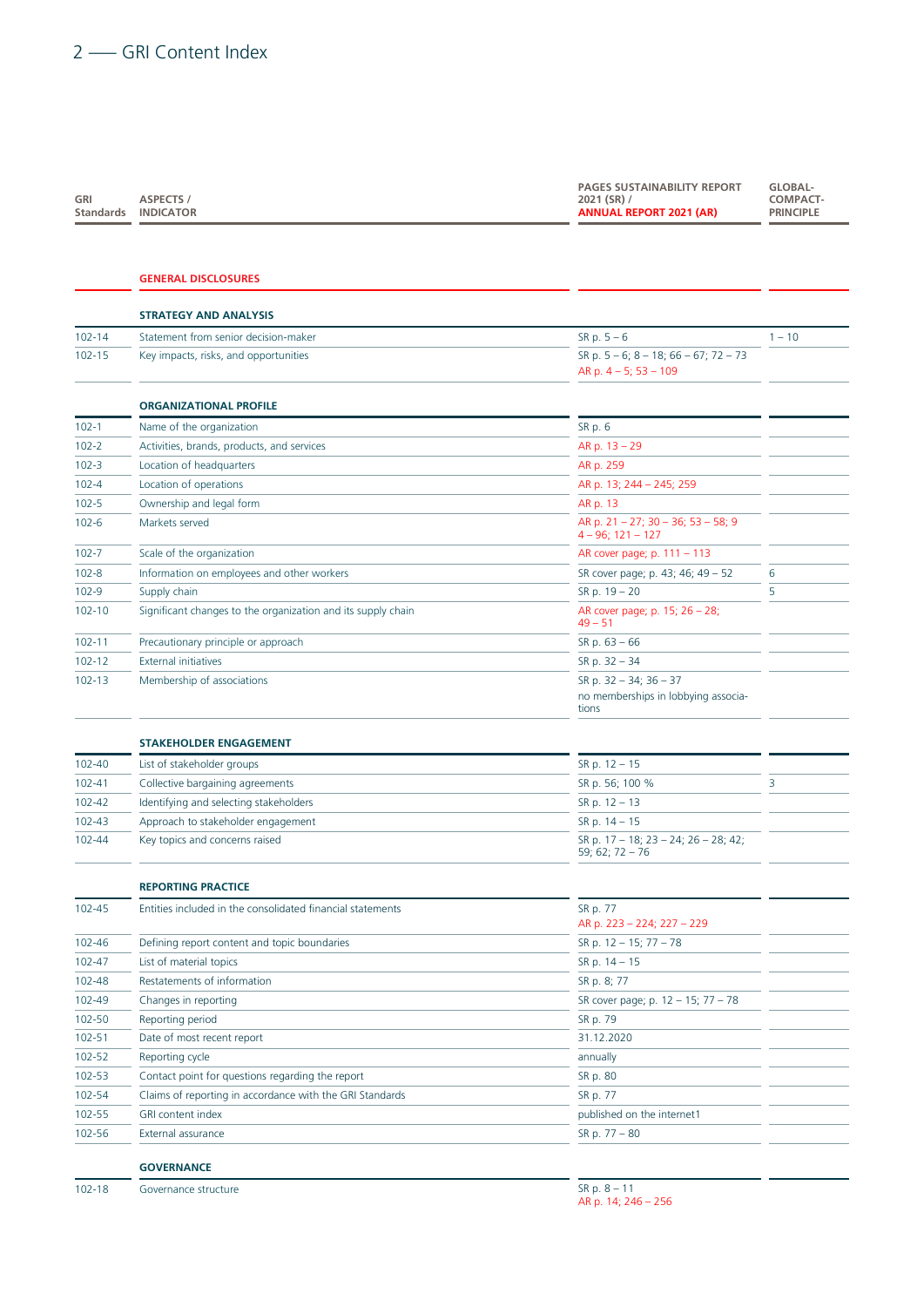## GRI Content Index

| GRI Standards | ASPECTS / INDICATOR | PAGES SUSTAINABILITY REPORT 2021 (SR) / ANNUAL REPORT 2021 (AR) | GLOBAL-COMPACT-PRINCIPLE |
|---|---|---|---|
| | **GENERAL DISCLOSURES** | | |
| | **STRATEGY AND ANALYSIS** | | |
| 102-14 | Statement from senior decision-maker | SR p. 5 – 6 | 1 – 10 |
| 102-15 | Key impacts, risks, and opportunities | SR p. 5 – 6; 8 – 18; 66 – 67; 72 – 73<br>AR p. 4 – 5; 53 – 109 | |
| | **ORGANIZATIONAL PROFILE** | | |
| 102-1 | Name of the organization | SR p. 6 | |
| 102-2 | Activities, brands, products, and services | AR p. 13 – 29 | |
| 102-3 | Location of headquarters | AR p. 259 | |
| 102-4 | Location of operations | AR p. 13; 244 – 245; 259 | |
| 102-5 | Ownership and legal form | AR p. 13 | |
| 102-6 | Markets served | AR p. 21 – 27; 30 – 36; 53 – 58; 94 – 96; 121 – 127 | |
| 102-7 | Scale of the organization | AR cover page; p. 111 – 113 | |
| 102-8 | Information on employees and other workers | SR cover page; p. 43; 46; 49 – 52 | 6 |
| 102-9 | Supply chain | SR p. 19 – 20 | 5 |
| 102-10 | Significant changes to the organization and its supply chain | AR cover page; p. 15; 26 – 28; 49 – 51 | |
| 102-11 | Precautionary principle or approach | SR p. 63 – 66 | |
| 102-12 | External initiatives | SR p. 32 – 34 | |
| 102-13 | Membership of associations | SR p. 32 – 34; 36 – 37<br>no memberships in lobbying associations | |
| | **STAKEHOLDER ENGAGEMENT** | | |
| 102-40 | List of stakeholder groups | SR p. 12 – 15 | |
| 102-41 | Collective bargaining agreements | SR p. 56; 100 % | 3 |
| 102-42 | Identifying and selecting stakeholders | SR p. 12 – 13 | |
| 102-43 | Approach to stakeholder engagement | SR p. 14 – 15 | |
| 102-44 | Key topics and concerns raised | SR p. 17 – 18; 23 – 24; 26 – 28; 42; 59; 62; 72 – 76 | |
| | **REPORTING PRACTICE** | | |
| 102-45 | Entities included in the consolidated financial statements | SR p. 77<br>AR p. 223 – 224; 227 – 229 | |
| 102-46 | Defining report content and topic boundaries | SR p. 12 – 15; 77 – 78 | |
| 102-47 | List of material topics | SR p. 14 – 15 | |
| 102-48 | Restatements of information | SR p. 8; 77 | |
| 102-49 | Changes in reporting | SR cover page; p. 12 – 15; 77 – 78 | |
| 102-50 | Reporting period | SR p. 79 | |
| 102-51 | Date of most recent report | 31.12.2020 | |
| 102-52 | Reporting cycle | annually | |
| 102-53 | Contact point for questions regarding the report | SR p. 80 | |
| 102-54 | Claims of reporting in accordance with the GRI Standards | SR p. 77 | |
| 102-55 | GRI content index | published on the internet1 | |
| 102-56 | External assurance | SR p. 77 – 80 | |
| | **GOVERNANCE** | | |
| 102-18 | Governance structure | SR p. 8 – 11<br>AR p. 14; 246 – 256 | |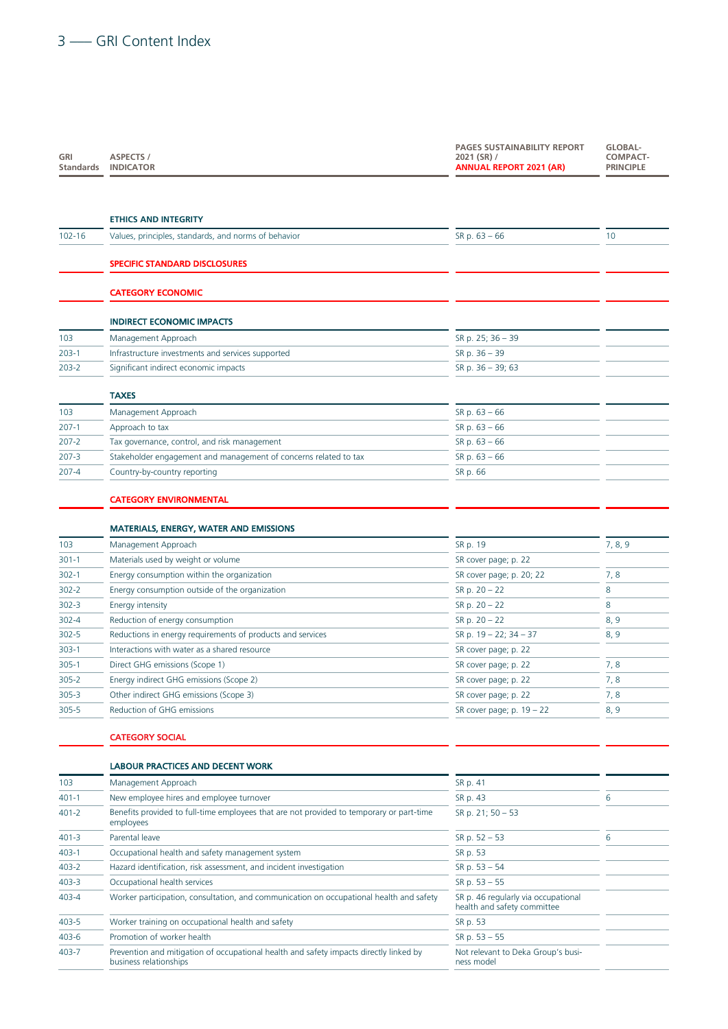# 3 — GRI Content Index

| GRI Standards | ASPECTS / INDICATOR | PAGES SUSTAINABILITY REPORT 2021 (SR) / ANNUAL REPORT 2021 (AR) | GLOBAL-COMPACT-PRINCIPLE |
|---|---|---|---|
| | **ETHICS AND INTEGRITY** | | |
| 102-16 | Values, principles, standards, and norms of behavior | SR p. 63 – 66 | 10 |
| | **SPECIFIC STANDARD DISCLOSURES** | | |
| | **CATEGORY ECONOMIC** | | |
| | **INDIRECT ECONOMIC IMPACTS** | | |
| 103 | Management Approach | SR p. 25; 36 – 39 | |
| 203-1 | Infrastructure investments and services supported | SR p. 36 – 39 | |
| 203-2 | Significant indirect economic impacts | SR p. 36 – 39; 63 | |
| | **TAXES** | | |
| 103 | Management Approach | SR p. 63 – 66 | |
| 207-1 | Approach to tax | SR p. 63 – 66 | |
| 207-2 | Tax governance, control, and risk management | SR p. 63 – 66 | |
| 207-3 | Stakeholder engagement and management of concerns related to tax | SR p. 63 – 66 | |
| 207-4 | Country-by-country reporting | SR p. 66 | |
| | **CATEGORY ENVIRONMENTAL** | | |
| | **MATERIALS, ENERGY, WATER AND EMISSIONS** | | |
| 103 | Management Approach | SR p. 19 | 7, 8, 9 |
| 301-1 | Materials used by weight or volume | SR cover page; p. 22 | |
| 302-1 | Energy consumption within the organization | SR cover page; p. 20; 22 | 7, 8 |
| 302-2 | Energy consumption outside of the organization | SR p. 20 – 22 | 8 |
| 302-3 | Energy intensity | SR p. 20 – 22 | 8 |
| 302-4 | Reduction of energy consumption | SR p. 20 – 22 | 8, 9 |
| 302-5 | Reductions in energy requirements of products and services | SR p. 19 – 22; 34 – 37 | 8, 9 |
| 303-1 | Interactions with water as a shared resource | SR cover page; p. 22 | |
| 305-1 | Direct GHG emissions (Scope 1) | SR cover page; p. 22 | 7, 8 |
| 305-2 | Energy indirect GHG emissions (Scope 2) | SR cover page; p. 22 | 7, 8 |
| 305-3 | Other indirect GHG emissions (Scope 3) | SR cover page; p. 22 | 7, 8 |
| 305-5 | Reduction of GHG emissions | SR cover page; p. 19 – 22 | 8, 9 |
| | **CATEGORY SOCIAL** | | |
| | **LABOUR PRACTICES AND DECENT WORK** | | |
| 103 | Management Approach | SR p. 41 | |
| 401-1 | New employee hires and employee turnover | SR p. 43 | 6 |
| 401-2 | Benefits provided to full-time employees that are not provided to temporary or part-time employees | SR p. 21; 50 – 53 | |
| 401-3 | Parental leave | SR p. 52 – 53 | 6 |
| 403-1 | Occupational health and safety management system | SR p. 53 | |
| 403-2 | Hazard identification, risk assessment, and incident investigation | SR p. 53 – 54 | |
| 403-3 | Occupational health services | SR p. 53 – 55 | |
| 403-4 | Worker participation, consultation, and communication on occupational health and safety | SR p. 46 regularly via occupational health and safety committee | |
| 403-5 | Worker training on occupational health and safety | SR p. 53 | |
| 403-6 | Promotion of worker health | SR p. 53 – 55 | |
| 403-7 | Prevention and mitigation of occupational health and safety impacts directly linked by business relationships | Not relevant to Deka Group's business model | |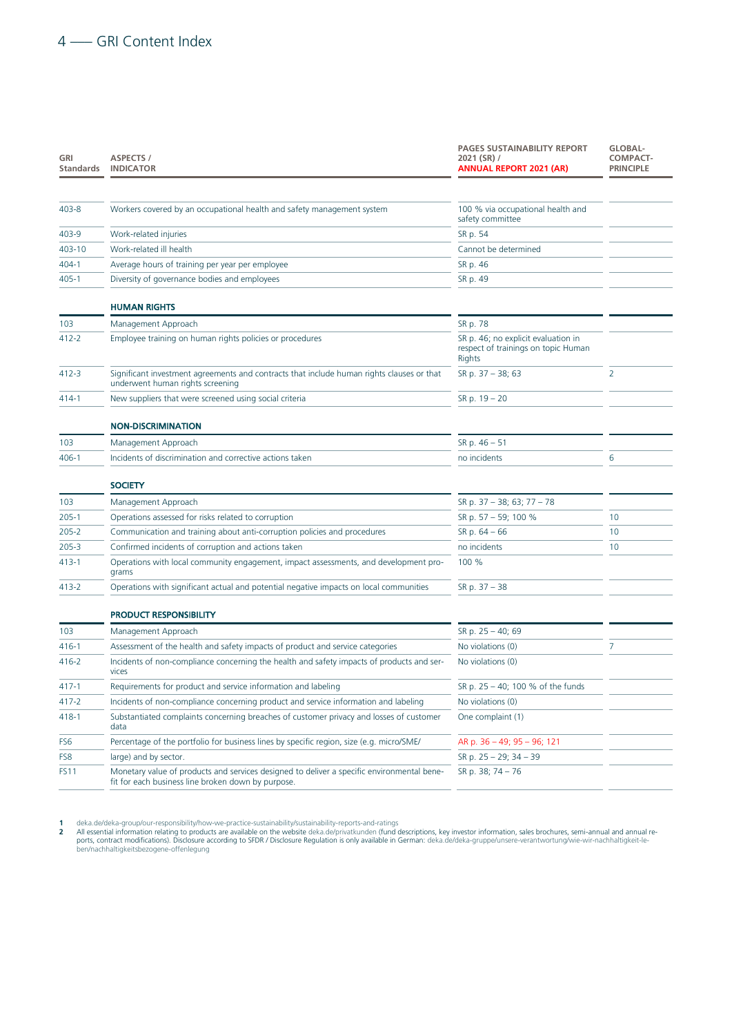# 4 — GRI Content Index

| GRI Standards | ASPECTS / INDICATOR | PAGES SUSTAINABILITY REPORT 2021 (SR) / ANNUAL REPORT 2021 (AR) | GLOBAL-COMPACT-PRINCIPLE |
|---|---|---|---|
| 403-8 | Workers covered by an occupational health and safety management system | 100 % via occupational health and safety committee | |
| 403-9 | Work-related injuries | SR p. 54 | |
| 403-10 | Work-related ill health | Cannot be determined | |
| 404-1 | Average hours of training per year per employee | SR p. 46 | |
| 405-1 | Diversity of governance bodies and employees | SR p. 49 | |
| | **HUMAN RIGHTS** | | |
| 103 | Management Approach | SR p. 78 | |
| 412-2 | Employee training on human rights policies or procedures | SR p. 46; no explicit evaluation in respect of trainings on topic Human Rights | |
| 412-3 | Significant investment agreements and contracts that include human rights clauses or that underwent human rights screening | SR p. 37 – 38; 63 | 2 |
| 414-1 | New suppliers that were screened using social criteria | SR p. 19 – 20 | |
| | **NON-DISCRIMINATION** | | |
| 103 | Management Approach | SR p. 46 – 51 | |
| 406-1 | Incidents of discrimination and corrective actions taken | no incidents | 6 |
| | **SOCIETY** | | |
| 103 | Management Approach | SR p. 37 – 38; 63; 77 – 78 | |
| 205-1 | Operations assessed for risks related to corruption | SR p. 57 – 59; 100 % | 10 |
| 205-2 | Communication and training about anti-corruption policies and procedures | SR p. 64 – 66 | 10 |
| 205-3 | Confirmed incidents of corruption and actions taken | no incidents | 10 |
| 413-1 | Operations with local community engagement, impact assessments, and development programs | 100 % | |
| 413-2 | Operations with significant actual and potential negative impacts on local communities | SR p. 37 – 38 | |
| | **PRODUCT RESPONSIBILITY** | | |
| 103 | Management Approach | SR p. 25 – 40; 69 | |
| 416-1 | Assessment of the health and safety impacts of product and service categories | No violations (0) | 7 |
| 416-2 | Incidents of non-compliance concerning the health and safety impacts of products and services | No violations (0) | |
| 417-1 | Requirements for product and service information and labeling | SR p. 25 – 40; 100 % of the funds | |
| 417-2 | Incidents of non-compliance concerning product and service information and labeling | No violations (0) | |
| 418-1 | Substantiated complaints concerning breaches of customer privacy and losses of customer data | One complaint (1) | |
| FS6 | Percentage of the portfolio for business lines by specific region, size (e.g. micro/SME/ | AR p. 36 – 49; 95 – 96; 121 | |
| FS8 | large) and by sector. | SR p. 25 – 29; 34 – 39 | |
| FS11 | Monetary value of products and services designed to deliver a specific environmental benefit for each business line broken down by purpose. | SR p. 38; 74 – 76 | |

1 deka.de/deka-group/our-responsibility/how-we-practice-sustainability/sustainability-reports-and-ratings
2 All essential information relating to products are available on the website deka.de/privatkunden (fund descriptions, key investor information, sales brochures, semi-annual and annual reports, contract modifications). Disclosure according to SFDR / Disclosure Regulation is only available in German: deka.de/deka-gruppe/unsere-verantwortung/wie-wir-nachhaltigkeit-leben/nachhaltigkeitsbezogene-offenlegung